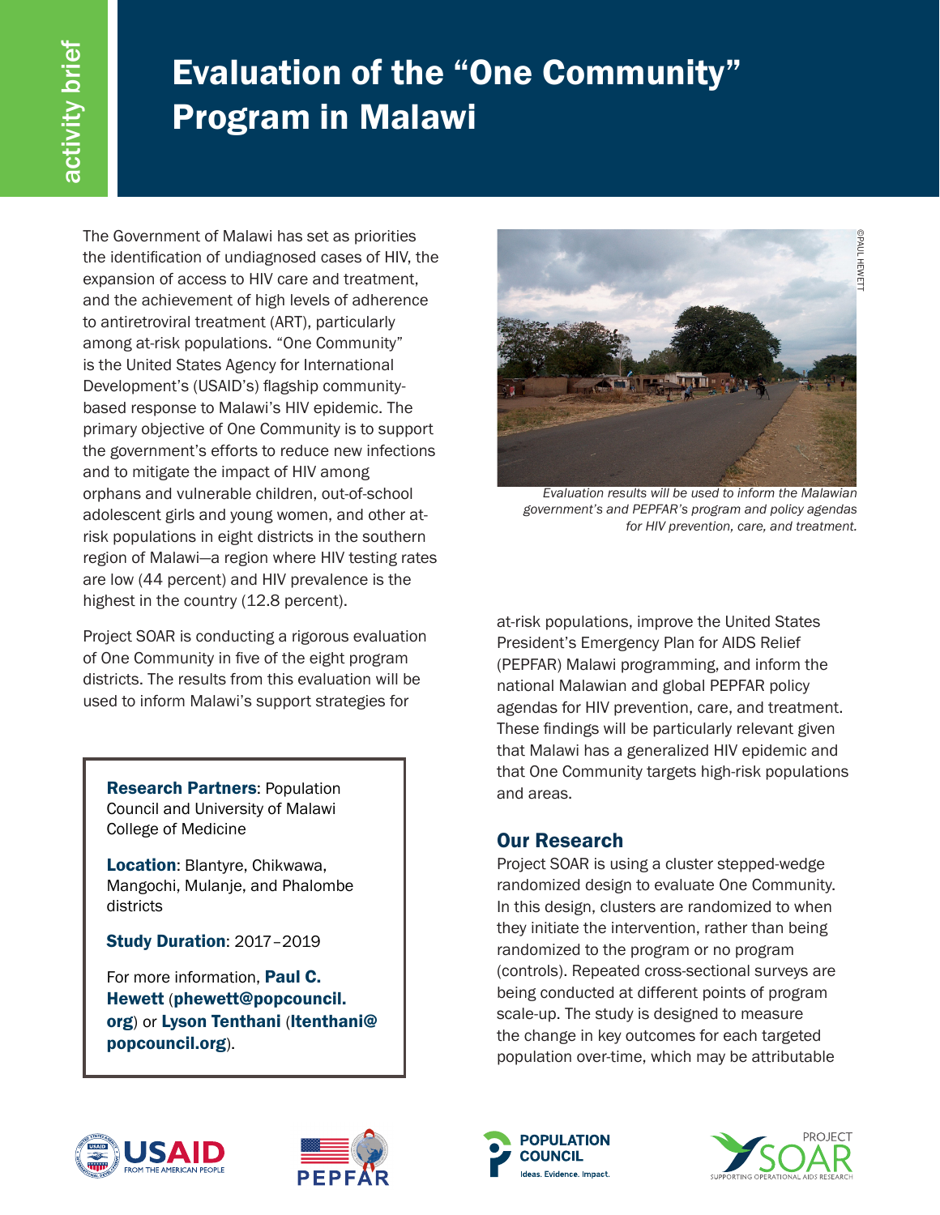activity brief

# Evaluation of the "One Community" Program in Malawi

The Government of Malawi has set as priorities the identification of undiagnosed cases of HIV, the expansion of access to HIV care and treatment, and the achievement of high levels of adherence to antiretroviral treatment (ART), particularly among at-risk populations. "One Community" is the United States Agency for International Development's (USAID's) flagship community-based response to Malawi's HIV epidemic. The primary objective of One Community is to support the government's efforts to reduce new infections and to mitigate the impact of HIV among orphans and vulnerable children, out-of-school adolescent girls and young women, and other at-risk populations in eight districts in the southern region of Malawi—a region where HIV testing rates are low (44 percent) and HIV prevalence is the highest in the country (12.8 percent).

Project SOAR is conducting a rigorous evaluation of One Community in five of the eight program districts. The results from this evaluation will be used to inform Malawi's support strategies for at-risk populations, improve the United States President's Emergency Plan for AIDS Relief (PEPFAR) Malawi programming, and inform the national Malawian and global PEPFAR policy agendas for HIV prevention, care, and treatment. These findings will be particularly relevant given that Malawi has a generalized HIV epidemic and that One Community targets high-risk populations and areas.

©PAUL HEWETT

*Evaluation results will be used to inform the Malawian government's and PEPFAR's program and policy agendas for HIV prevention, care, and treatment.*

**Research Partners**: Population Council and University of Malawi College of Medicine

**Location**: Blantyre, Chikwawa, Mangochi, Mulanje, and Phalombe districts

**Study Duration**: 2017–2019

For more information, **Paul C. Hewett** (**phewett@popcouncil.org**) or **Lyson Tenthani** (**ltenthani@popcouncil.org**).

## Our Research

Project SOAR is using a cluster stepped-wedge randomized design to evaluate One Community. In this design, clusters are randomized to when they initiate the intervention, rather than being randomized to the program or no program (controls). Repeated cross-sectional surveys are being conducted at different points of program scale-up. The study is designed to measure the change in key outcomes for each targeted population over-time, which may be attributable

USAID FROM THE AMERICAN PEOPLE

PEPFAR

POPULATION COUNCIL Ideas. Evidence. Impact.

PROJECT SOAR SUPPORTING OPERATIONAL AIDS RESEARCH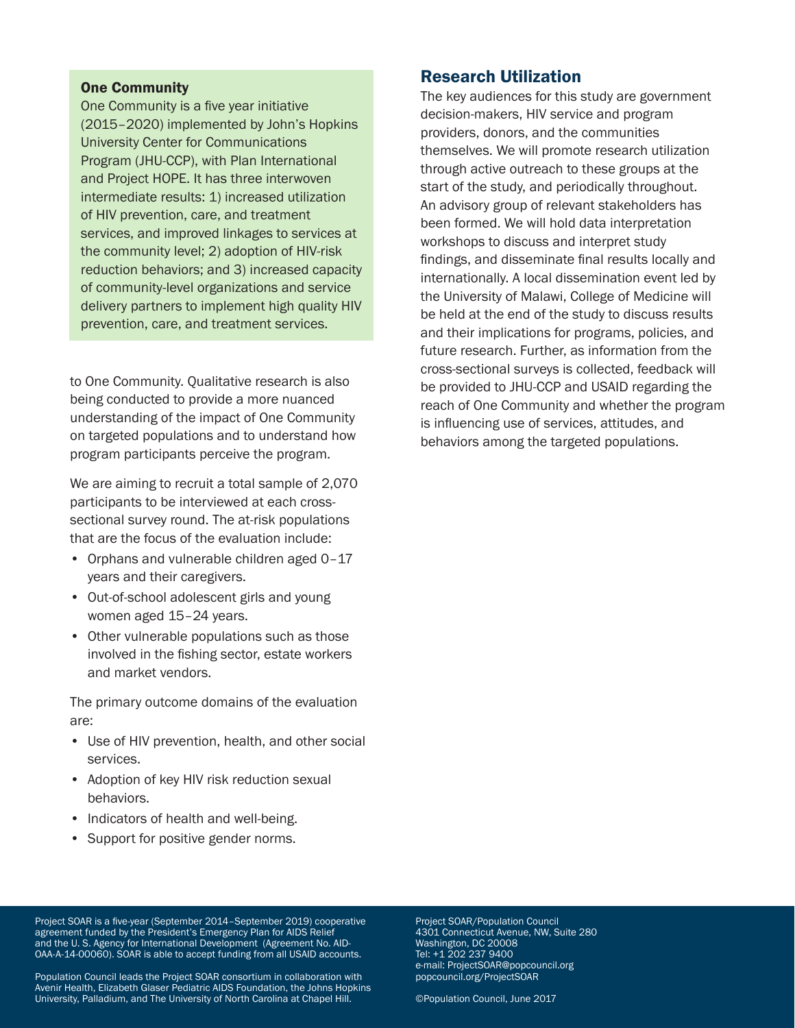### One Community

One Community is a five year initiative (2015–2020) implemented by John's Hopkins University Center for Communications Program (JHU-CCP), with Plan International and Project HOPE. It has three interwoven intermediate results: 1) increased utilization of HIV prevention, care, and treatment services, and improved linkages to services at the community level; 2) adoption of HIV-risk reduction behaviors; and 3) increased capacity of community-level organizations and service delivery partners to implement high quality HIV prevention, care, and treatment services.

to One Community. Qualitative research is also being conducted to provide a more nuanced understanding of the impact of One Community on targeted populations and to understand how program participants perceive the program.

We are aiming to recruit a total sample of 2,070 participants to be interviewed at each cross-sectional survey round. The at-risk populations that are the focus of the evaluation include:

- Orphans and vulnerable children aged 0–17 years and their caregivers.
- Out-of-school adolescent girls and young women aged 15–24 years.
- Other vulnerable populations such as those involved in the fishing sector, estate workers and market vendors.

The primary outcome domains of the evaluation are:

- Use of HIV prevention, health, and other social services.
- Adoption of key HIV risk reduction sexual behaviors.
- Indicators of health and well-being.
- Support for positive gender norms.

## Research Utilization

The key audiences for this study are government decision-makers, HIV service and program providers, donors, and the communities themselves. We will promote research utilization through active outreach to these groups at the start of the study, and periodically throughout. An advisory group of relevant stakeholders has been formed. We will hold data interpretation workshops to discuss and interpret study findings, and disseminate final results locally and internationally. A local dissemination event led by the University of Malawi, College of Medicine will be held at the end of the study to discuss results and their implications for programs, policies, and future research. Further, as information from the cross-sectional surveys is collected, feedback will be provided to JHU-CCP and USAID regarding the reach of One Community and whether the program is influencing use of services, attitudes, and behaviors among the targeted populations.

Project SOAR is a five-year (September 2014–September 2019) cooperative agreement funded by the President's Emergency Plan for AIDS Relief and the U. S. Agency for International Development (Agreement No. AID-OAA-A-14-00060). SOAR is able to accept funding from all USAID accounts.

Population Council leads the Project SOAR consortium in collaboration with Avenir Health, Elizabeth Glaser Pediatric AIDS Foundation, the Johns Hopkins University, Palladium, and The University of North Carolina at Chapel Hill.

Project SOAR/Population Council
4301 Connecticut Avenue, NW, Suite 280
Washington, DC 20008
Tel: +1 202 237 9400
e-mail: ProjectSOAR@popcouncil.org
popcouncil.org/ProjectSOAR

©Population Council, June 2017